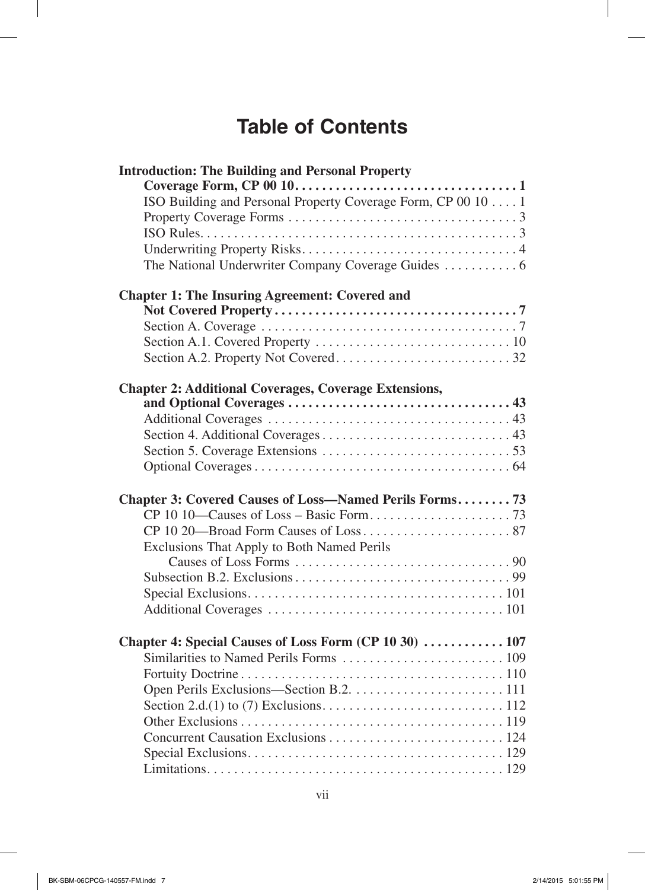# Table of Contents

**Introduction: The Building and Personal Property Coverage Form, CP 00 10 . . . . . 1**

- ISO Building and Personal Property Coverage Form, CP 00 10 . . . . 1
- Property Coverage Forms . . . . 3
- ISO Rules. . . . 3
- Underwriting Property Risks. . . . 4
- The National Underwriter Company Coverage Guides . . . . 6

**Chapter 1: The Insuring Agreement: Covered and Not Covered Property . . . . 7**

- Section A. Coverage . . . . 7
- Section A.1. Covered Property . . . . 10
- Section A.2. Property Not Covered. . . . 32

**Chapter 2: Additional Coverages, Coverage Extensions, and Optional Coverages . . . . 43**

- Additional Coverages . . . . 43
- Section 4. Additional Coverages . . . . 43
- Section 5. Coverage Extensions . . . . 53
- Optional Coverages . . . . 64

**Chapter 3: Covered Causes of Loss—Named Perils Forms. . . . 73**

- CP 10 10—Causes of Loss – Basic Form. . . . 73
- CP 10 20—Broad Form Causes of Loss . . . . 87
- Exclusions That Apply to Both Named Perils Causes of Loss Forms . . . . 90
- Subsection B.2. Exclusions . . . . 99
- Special Exclusions. . . . 101
- Additional Coverages . . . . 101

**Chapter 4: Special Causes of Loss Form (CP 10 30) . . . . 107**

- Similarities to Named Perils Forms . . . . 109
- Fortuity Doctrine . . . . 110
- Open Perils Exclusions—Section B.2. . . . . 111
- Section 2.d.(1) to (7) Exclusions. . . . 112
- Other Exclusions . . . . 119
- Concurrent Causation Exclusions . . . . 124
- Special Exclusions. . . . 129
- Limitations. . . . 129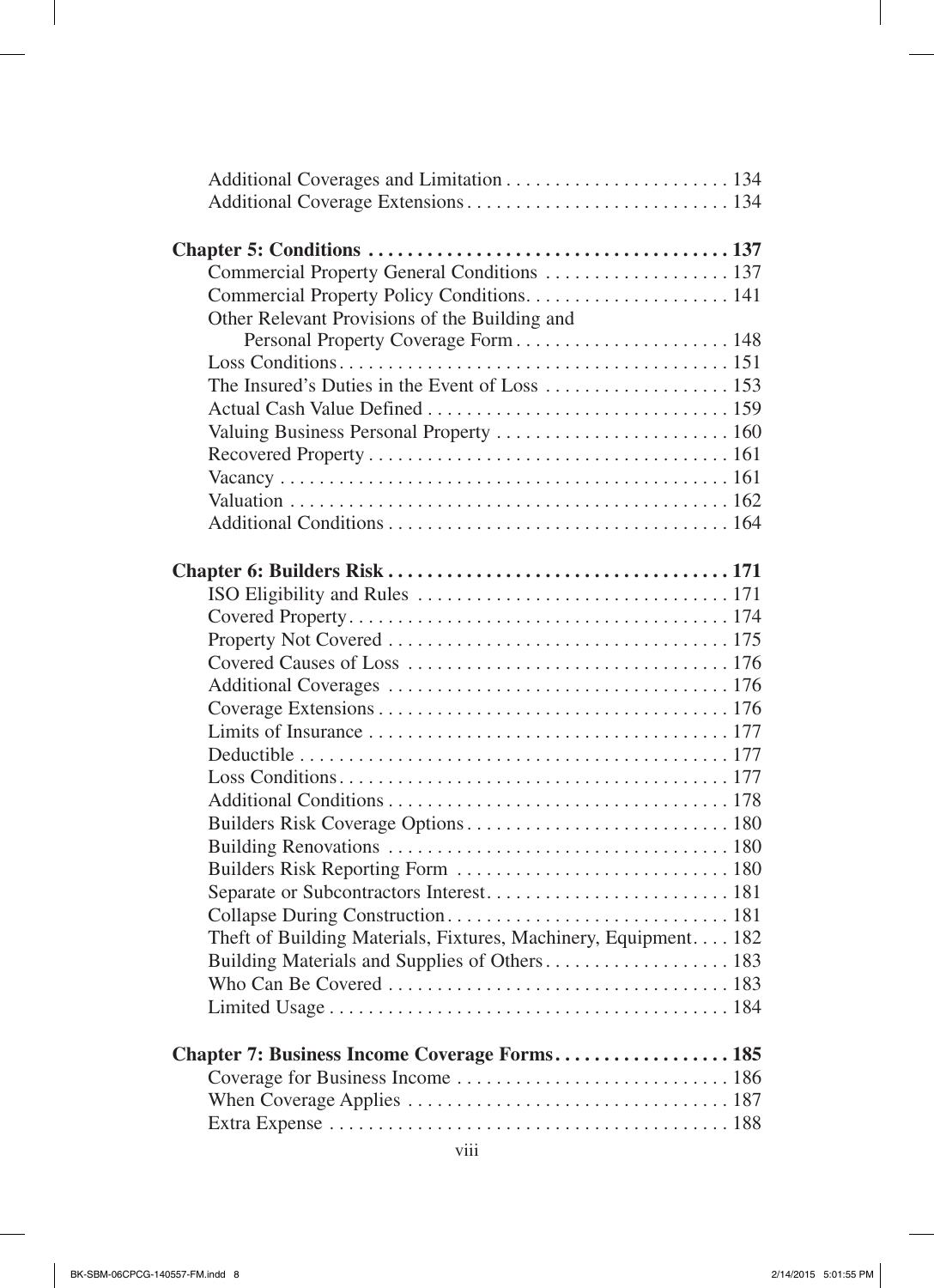Additional Coverages and Limitation . . . . . . . . . . . . . . . . . . . . . . . 134
Additional Coverage Extensions . . . . . . . . . . . . . . . . . . . . . . . . . . . 134

**Chapter 5: Conditions . . . . . . . . . . . . . . . . . . . . . . . . . . . . . . . . . . . . 137**
Commercial Property General Conditions . . . . . . . . . . . . . . . . . . . 137
Commercial Property Policy Conditions. . . . . . . . . . . . . . . . . . . . . 141
Other Relevant Provisions of the Building and
Personal Property Coverage Form . . . . . . . . . . . . . . . . . . . . . . 148
Loss Conditions. . . . . . . . . . . . . . . . . . . . . . . . . . . . . . . . . . . . . . . . 151
The Insured's Duties in the Event of Loss . . . . . . . . . . . . . . . . . . . 153
Actual Cash Value Defined . . . . . . . . . . . . . . . . . . . . . . . . . . . . . . . 159
Valuing Business Personal Property . . . . . . . . . . . . . . . . . . . . . . . . 160
Recovered Property . . . . . . . . . . . . . . . . . . . . . . . . . . . . . . . . . . . . . 161
Vacancy . . . . . . . . . . . . . . . . . . . . . . . . . . . . . . . . . . . . . . . . . . . . . . 161
Valuation . . . . . . . . . . . . . . . . . . . . . . . . . . . . . . . . . . . . . . . . . . . . . 162
Additional Conditions . . . . . . . . . . . . . . . . . . . . . . . . . . . . . . . . . . . 164

**Chapter 6: Builders Risk . . . . . . . . . . . . . . . . . . . . . . . . . . . . . . . . . . . 171**
ISO Eligibility and Rules . . . . . . . . . . . . . . . . . . . . . . . . . . . . . . . . 171
Covered Property. . . . . . . . . . . . . . . . . . . . . . . . . . . . . . . . . . . . . . . 174
Property Not Covered . . . . . . . . . . . . . . . . . . . . . . . . . . . . . . . . . . . 175
Covered Causes of Loss . . . . . . . . . . . . . . . . . . . . . . . . . . . . . . . . . 176
Additional Coverages . . . . . . . . . . . . . . . . . . . . . . . . . . . . . . . . . . . 176
Coverage Extensions . . . . . . . . . . . . . . . . . . . . . . . . . . . . . . . . . . . . 176
Limits of Insurance . . . . . . . . . . . . . . . . . . . . . . . . . . . . . . . . . . . . . 177
Deductible . . . . . . . . . . . . . . . . . . . . . . . . . . . . . . . . . . . . . . . . . . . . 177
Loss Conditions. . . . . . . . . . . . . . . . . . . . . . . . . . . . . . . . . . . . . . . . 177
Additional Conditions . . . . . . . . . . . . . . . . . . . . . . . . . . . . . . . . . . . 178
Builders Risk Coverage Options . . . . . . . . . . . . . . . . . . . . . . . . . . . 180
Building Renovations . . . . . . . . . . . . . . . . . . . . . . . . . . . . . . . . . . . 180
Builders Risk Reporting Form . . . . . . . . . . . . . . . . . . . . . . . . . . . . 180
Separate or Subcontractors Interest. . . . . . . . . . . . . . . . . . . . . . . . . 181
Collapse During Construction. . . . . . . . . . . . . . . . . . . . . . . . . . . . . 181
Theft of Building Materials, Fixtures, Machinery, Equipment. . . . 182
Building Materials and Supplies of Others. . . . . . . . . . . . . . . . . . . 183
Who Can Be Covered . . . . . . . . . . . . . . . . . . . . . . . . . . . . . . . . . . . 183
Limited Usage . . . . . . . . . . . . . . . . . . . . . . . . . . . . . . . . . . . . . . . . . 184

**Chapter 7: Business Income Coverage Forms. . . . . . . . . . . . . . . . . . 185**
Coverage for Business Income . . . . . . . . . . . . . . . . . . . . . . . . . . . . 186
When Coverage Applies . . . . . . . . . . . . . . . . . . . . . . . . . . . . . . . . . 187
Extra Expense . . . . . . . . . . . . . . . . . . . . . . . . . . . . . . . . . . . . . . . . . 188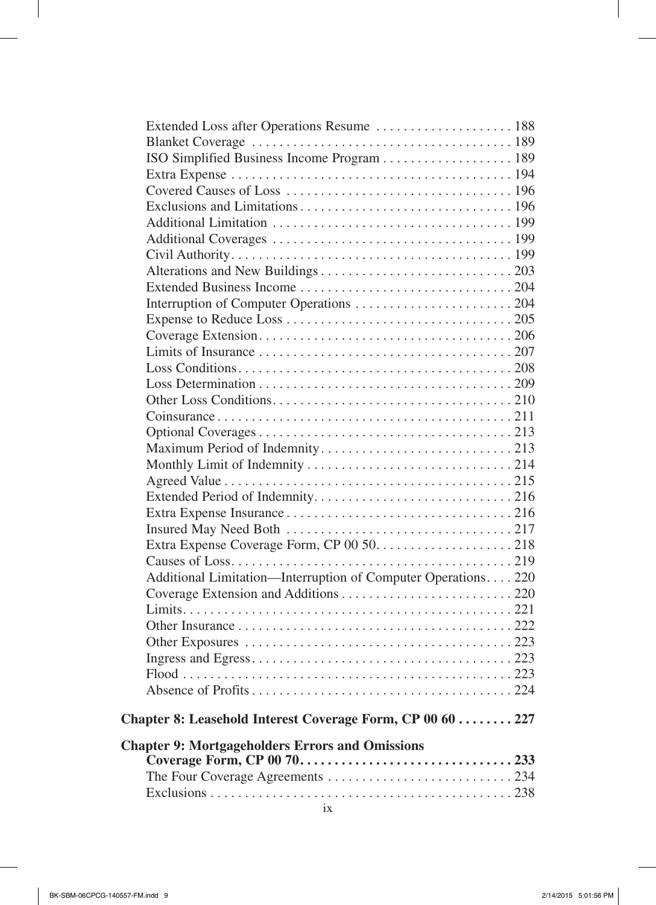Extended Loss after Operations Resume . . . . . . . . . . . . . . . . . . . . 188
Blanket Coverage . . . . . . . . . . . . . . . . . . . . . . . . . . . . . . . . . . . . . . 189
ISO Simplified Business Income Program . . . . . . . . . . . . . . . . . . . 189
Extra Expense . . . . . . . . . . . . . . . . . . . . . . . . . . . . . . . . . . . . . . . . . 194
Covered Causes of Loss . . . . . . . . . . . . . . . . . . . . . . . . . . . . . . . . . 196
Exclusions and Limitations . . . . . . . . . . . . . . . . . . . . . . . . . . . . . . . 196
Additional Limitation . . . . . . . . . . . . . . . . . . . . . . . . . . . . . . . . . . . 199
Additional Coverages . . . . . . . . . . . . . . . . . . . . . . . . . . . . . . . . . . . 199
Civil Authority . . . . . . . . . . . . . . . . . . . . . . . . . . . . . . . . . . . . . . . . . 199
Alterations and New Buildings . . . . . . . . . . . . . . . . . . . . . . . . . . . . 203
Extended Business Income . . . . . . . . . . . . . . . . . . . . . . . . . . . . . . . 204
Interruption of Computer Operations . . . . . . . . . . . . . . . . . . . . . . . 204
Expense to Reduce Loss . . . . . . . . . . . . . . . . . . . . . . . . . . . . . . . . . 205
Coverage Extension . . . . . . . . . . . . . . . . . . . . . . . . . . . . . . . . . . . . . 206
Limits of Insurance . . . . . . . . . . . . . . . . . . . . . . . . . . . . . . . . . . . . . 207
Loss Conditions . . . . . . . . . . . . . . . . . . . . . . . . . . . . . . . . . . . . . . . . 208
Loss Determination . . . . . . . . . . . . . . . . . . . . . . . . . . . . . . . . . . . . . 209
Other Loss Conditions . . . . . . . . . . . . . . . . . . . . . . . . . . . . . . . . . . . 210
Coinsurance . . . . . . . . . . . . . . . . . . . . . . . . . . . . . . . . . . . . . . . . . . . 211
Optional Coverages . . . . . . . . . . . . . . . . . . . . . . . . . . . . . . . . . . . . . 213
Maximum Period of Indemnity . . . . . . . . . . . . . . . . . . . . . . . . . . . . 213
Monthly Limit of Indemnity . . . . . . . . . . . . . . . . . . . . . . . . . . . . . . 214
Agreed Value . . . . . . . . . . . . . . . . . . . . . . . . . . . . . . . . . . . . . . . . . . 215
Extended Period of Indemnity . . . . . . . . . . . . . . . . . . . . . . . . . . . . . 216
Extra Expense Insurance . . . . . . . . . . . . . . . . . . . . . . . . . . . . . . . . . 216
Insured May Need Both . . . . . . . . . . . . . . . . . . . . . . . . . . . . . . . . . 217
Extra Expense Coverage Form, CP 00 50 . . . . . . . . . . . . . . . . . . . . 218
Causes of Loss . . . . . . . . . . . . . . . . . . . . . . . . . . . . . . . . . . . . . . . . . 219
Additional Limitation—Interruption of Computer Operations . . . . 220
Coverage Extension and Additions . . . . . . . . . . . . . . . . . . . . . . . . . 220
Limits . . . . . . . . . . . . . . . . . . . . . . . . . . . . . . . . . . . . . . . . . . . . . . . . 221
Other Insurance . . . . . . . . . . . . . . . . . . . . . . . . . . . . . . . . . . . . . . . . 222
Other Exposures . . . . . . . . . . . . . . . . . . . . . . . . . . . . . . . . . . . . . . . 223
Ingress and Egress . . . . . . . . . . . . . . . . . . . . . . . . . . . . . . . . . . . . . . 223
Flood . . . . . . . . . . . . . . . . . . . . . . . . . . . . . . . . . . . . . . . . . . . . . . . . 223
Absence of Profits . . . . . . . . . . . . . . . . . . . . . . . . . . . . . . . . . . . . . . 224

**Chapter 8: Leasehold Interest Coverage Form, CP 00 60 . . . . . . . . 227**

**Chapter 9: Mortgageholders Errors and Omissions Coverage Form, CP 00 70 . . . . . . . . . . . . . . . . . . . . . . . . . . . . . . 233**

The Four Coverage Agreements . . . . . . . . . . . . . . . . . . . . . . . . . . . 234
Exclusions . . . . . . . . . . . . . . . . . . . . . . . . . . . . . . . . . . . . . . . . . . . . 238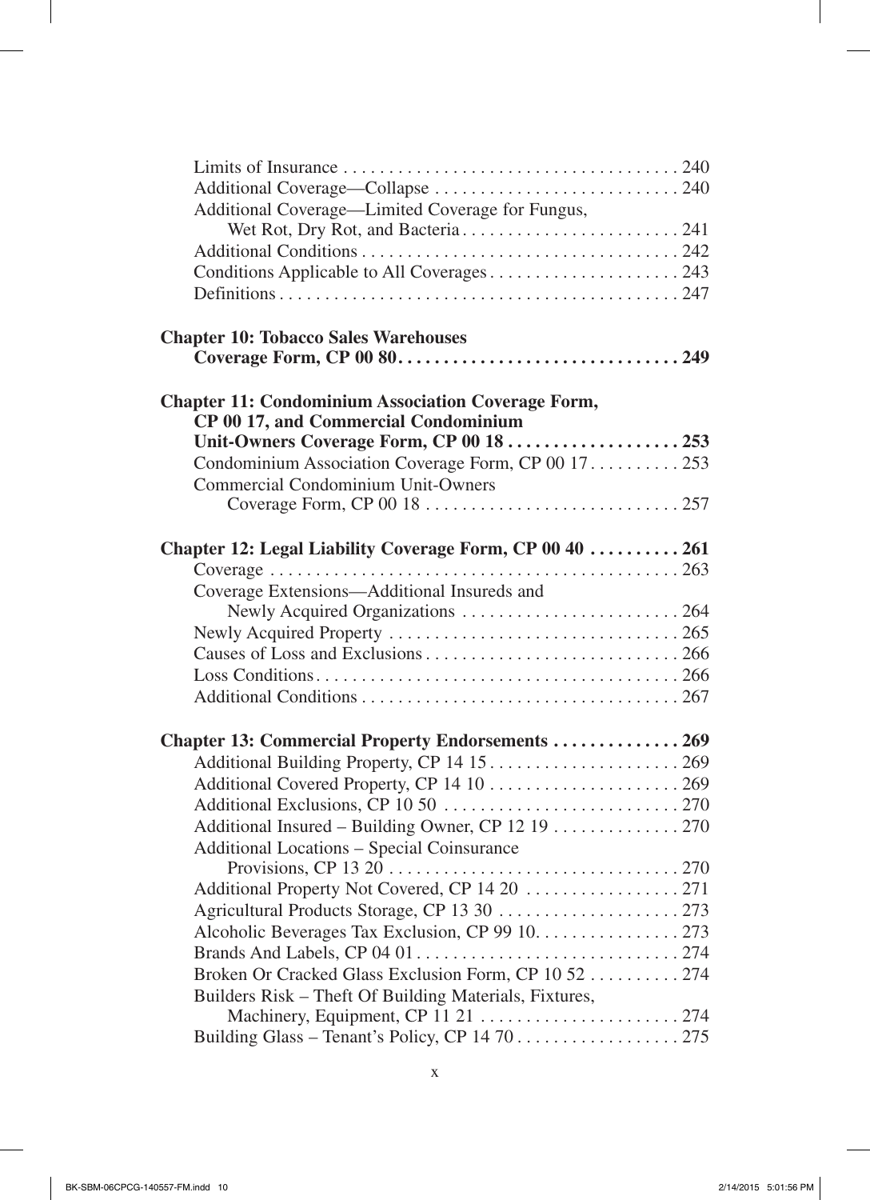Limits of Insurance . . . . . . . . . . . . . . . . . . . . . . . . . . . . . . . . . . . . . 240
Additional Coverage—Collapse . . . . . . . . . . . . . . . . . . . . . . . . . . . 240
Additional Coverage—Limited Coverage for Fungus,
    Wet Rot, Dry Rot, and Bacteria . . . . . . . . . . . . . . . . . . . . . . . . 241
Additional Conditions . . . . . . . . . . . . . . . . . . . . . . . . . . . . . . . . . . 242
Conditions Applicable to All Coverages . . . . . . . . . . . . . . . . . . . . . 243
Definitions . . . . . . . . . . . . . . . . . . . . . . . . . . . . . . . . . . . . . . . . . . . . 247

**Chapter 10: Tobacco Sales Warehouses Coverage Form, CP 00 80. . . . . . . . . . . . . . . . . . . . . . . . . . . . . . 249**

**Chapter 11: Condominium Association Coverage Form, CP 00 17, and Commercial Condominium Unit-Owners Coverage Form, CP 00 18 . . . . . . . . . . . . . . . . . . . 253**

Condominium Association Coverage Form, CP 00 17 . . . . . . . . . . 253
Commercial Condominium Unit-Owners
    Coverage Form, CP 00 18 . . . . . . . . . . . . . . . . . . . . . . . . . . . . 257

**Chapter 12: Legal Liability Coverage Form, CP 00 40 . . . . . . . . . . 261**

Coverage . . . . . . . . . . . . . . . . . . . . . . . . . . . . . . . . . . . . . . . . . . . . . 263
Coverage Extensions—Additional Insureds and
    Newly Acquired Organizations . . . . . . . . . . . . . . . . . . . . . . . . 264
Newly Acquired Property . . . . . . . . . . . . . . . . . . . . . . . . . . . . . . . . 265
Causes of Loss and Exclusions . . . . . . . . . . . . . . . . . . . . . . . . . . . . 266
Loss Conditions . . . . . . . . . . . . . . . . . . . . . . . . . . . . . . . . . . . . . . . . 266
Additional Conditions . . . . . . . . . . . . . . . . . . . . . . . . . . . . . . . . . . 267

**Chapter 13: Commercial Property Endorsements . . . . . . . . . . . . . . 269**

Additional Building Property, CP 14 15 . . . . . . . . . . . . . . . . . . . . . 269
Additional Covered Property, CP 14 10 . . . . . . . . . . . . . . . . . . . . . 269
Additional Exclusions, CP 10 50 . . . . . . . . . . . . . . . . . . . . . . . . . . 270
Additional Insured – Building Owner, CP 12 19 . . . . . . . . . . . . . . 270
Additional Locations – Special Coinsurance
    Provisions, CP 13 20 . . . . . . . . . . . . . . . . . . . . . . . . . . . . . . . . 270
Additional Property Not Covered, CP 14 20 . . . . . . . . . . . . . . . . . 271
Agricultural Products Storage, CP 13 30 . . . . . . . . . . . . . . . . . . . . 273
Alcoholic Beverages Tax Exclusion, CP 99 10. . . . . . . . . . . . . . . . 273
Brands And Labels, CP 04 01 . . . . . . . . . . . . . . . . . . . . . . . . . . . . . 274
Broken Or Cracked Glass Exclusion Form, CP 10 52 . . . . . . . . . . 274
Builders Risk – Theft Of Building Materials, Fixtures,
    Machinery, Equipment, CP 11 21 . . . . . . . . . . . . . . . . . . . . . . 274
Building Glass – Tenant's Policy, CP 14 70 . . . . . . . . . . . . . . . . . . 275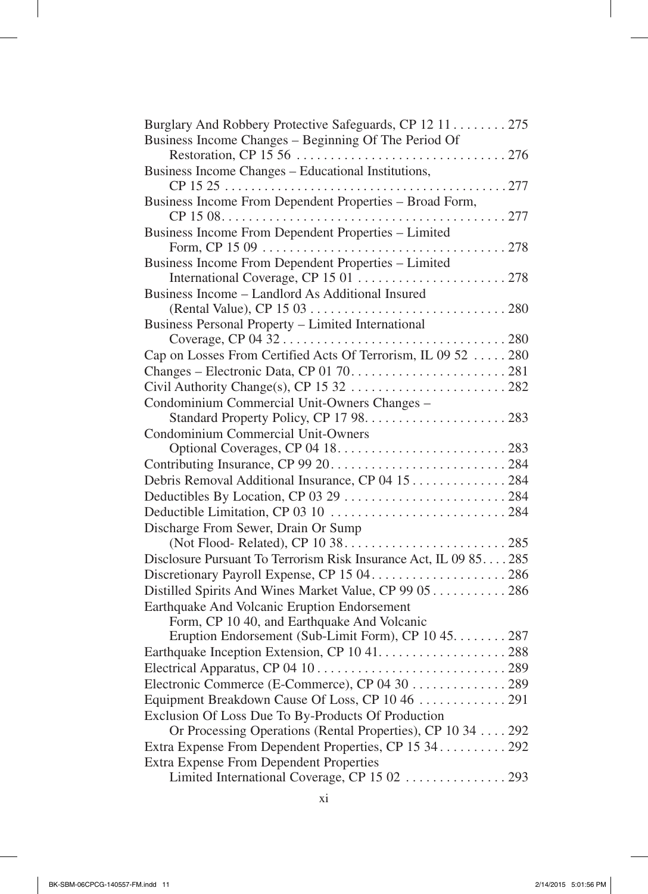Burglary And Robbery Protective Safeguards, CP 12 11 . . . . . . . . 275

Business Income Changes – Beginning Of The Period Of Restoration, CP 15 56 . . . . . . . . . . . . . . . . . . . . . . . . . . . . . . 276

Business Income Changes – Educational Institutions, CP 15 25 . . . . . . . . . . . . . . . . . . . . . . . . . . . . . . . . . . . . . . . . . . 277

Business Income From Dependent Properties – Broad Form, CP 15 08. . . . . . . . . . . . . . . . . . . . . . . . . . . . . . . . . . . . . . . . . . 277

Business Income From Dependent Properties – Limited Form, CP 15 09 . . . . . . . . . . . . . . . . . . . . . . . . . . . . . . . . . . . 278

Business Income From Dependent Properties – Limited International Coverage, CP 15 01 . . . . . . . . . . . . . . . . . . . . . 278

Business Income – Landlord As Additional Insured (Rental Value), CP 15 03 . . . . . . . . . . . . . . . . . . . . . . . . . . . . 280

Business Personal Property – Limited International Coverage, CP 04 32 . . . . . . . . . . . . . . . . . . . . . . . . . . . . . . . . 280

Cap on Losses From Certified Acts Of Terrorism, IL 09 52 . . . . . 280

Changes – Electronic Data, CP 01 70. . . . . . . . . . . . . . . . . . . . . . . 281

Civil Authority Change(s), CP 15 32 . . . . . . . . . . . . . . . . . . . . . . . 282

Condominium Commercial Unit-Owners Changes – Standard Property Policy, CP 17 98. . . . . . . . . . . . . . . . . . . . . 283

Condominium Commercial Unit-Owners Optional Coverages, CP 04 18. . . . . . . . . . . . . . . . . . . . . . . . . 283

Contributing Insurance, CP 99 20. . . . . . . . . . . . . . . . . . . . . . . . . . 284

Debris Removal Additional Insurance, CP 04 15 . . . . . . . . . . . . . . 284

Deductibles By Location, CP 03 29 . . . . . . . . . . . . . . . . . . . . . . . . 284

Deductible Limitation, CP 03 10 . . . . . . . . . . . . . . . . . . . . . . . . . . 284

Discharge From Sewer, Drain Or Sump (Not Flood- Related), CP 10 38. . . . . . . . . . . . . . . . . . . . . . . . 285

Disclosure Pursuant To Terrorism Risk Insurance Act, IL 09 85. . . . 285

Discretionary Payroll Expense, CP 15 04. . . . . . . . . . . . . . . . . . . . 286

Distilled Spirits And Wines Market Value, CP 99 05 . . . . . . . . . . . 286

Earthquake And Volcanic Eruption Endorsement Form, CP 10 40, and Earthquake And Volcanic Eruption Endorsement (Sub-Limit Form), CP 10 45. . . . . . . . 287

Earthquake Inception Extension, CP 10 41. . . . . . . . . . . . . . . . . . . 288

Electrical Apparatus, CP 04 10 . . . . . . . . . . . . . . . . . . . . . . . . . . . . 289

Electronic Commerce (E-Commerce), CP 04 30 . . . . . . . . . . . . . . 289

Equipment Breakdown Cause Of Loss, CP 10 46 . . . . . . . . . . . . . 291

Exclusion Of Loss Due To By-Products Of Production Or Processing Operations (Rental Properties), CP 10 34 . . . . 292

Extra Expense From Dependent Properties, CP 15 34 . . . . . . . . . . 292

Extra Expense From Dependent Properties Limited International Coverage, CP 15 02 . . . . . . . . . . . . . . . 293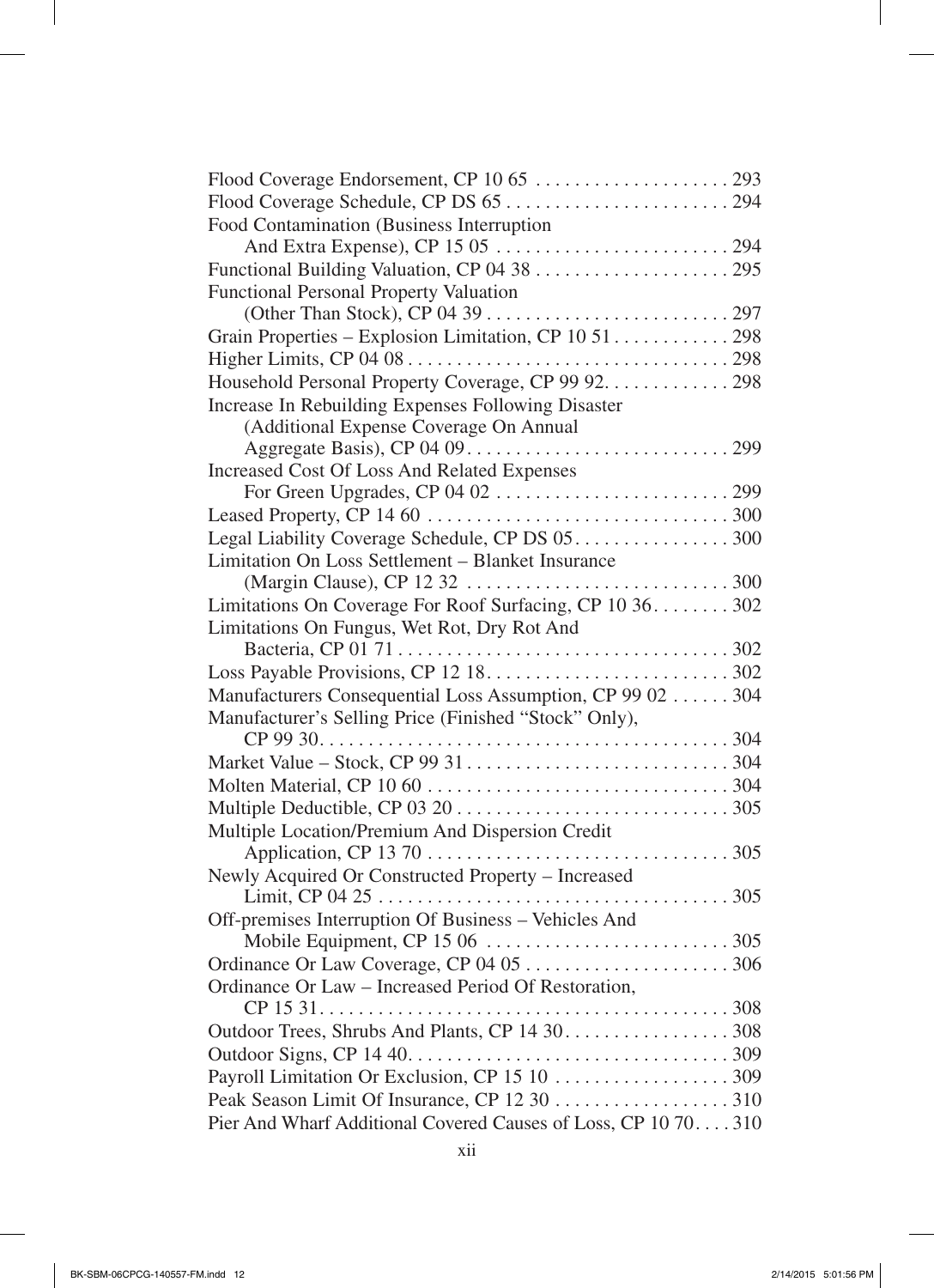Flood Coverage Endorsement, CP 10 65 . . . . . . . . . . . . . . . . . . . . 293
Flood Coverage Schedule, CP DS 65 . . . . . . . . . . . . . . . . . . . . . . . 294
Food Contamination (Business Interruption
 And Extra Expense), CP 15 05 . . . . . . . . . . . . . . . . . . . . . . . . 294
Functional Building Valuation, CP 04 38 . . . . . . . . . . . . . . . . . . . . 295
Functional Personal Property Valuation
 (Other Than Stock), CP 04 39 . . . . . . . . . . . . . . . . . . . . . . . . . 297
Grain Properties – Explosion Limitation, CP 10 51 . . . . . . . . . . . . 298
Higher Limits, CP 04 08 . . . . . . . . . . . . . . . . . . . . . . . . . . . . . . . . . 298
Household Personal Property Coverage, CP 99 92. . . . . . . . . . . . . 298
Increase In Rebuilding Expenses Following Disaster
 (Additional Expense Coverage On Annual
 Aggregate Basis), CP 04 09 . . . . . . . . . . . . . . . . . . . . . . . . . . . 299
Increased Cost Of Loss And Related Expenses
 For Green Upgrades, CP 04 02 . . . . . . . . . . . . . . . . . . . . . . . . 299
Leased Property, CP 14 60 . . . . . . . . . . . . . . . . . . . . . . . . . . . . . . . 300
Legal Liability Coverage Schedule, CP DS 05. . . . . . . . . . . . . . . . 300
Limitation On Loss Settlement – Blanket Insurance
 (Margin Clause), CP 12 32 . . . . . . . . . . . . . . . . . . . . . . . . . . . 300
Limitations On Coverage For Roof Surfacing, CP 10 36. . . . . . . . 302
Limitations On Fungus, Wet Rot, Dry Rot And
 Bacteria, CP 01 71 . . . . . . . . . . . . . . . . . . . . . . . . . . . . . . . . . . 302
Loss Payable Provisions, CP 12 18. . . . . . . . . . . . . . . . . . . . . . . . . 302
Manufacturers Consequential Loss Assumption, CP 99 02 . . . . . . 304
Manufacturer's Selling Price (Finished "Stock" Only),
 CP 99 30. . . . . . . . . . . . . . . . . . . . . . . . . . . . . . . . . . . . . . . . . . 304
Market Value – Stock, CP 99 31 . . . . . . . . . . . . . . . . . . . . . . . . . . . 304
Molten Material, CP 10 60 . . . . . . . . . . . . . . . . . . . . . . . . . . . . . . . 304
Multiple Deductible, CP 03 20 . . . . . . . . . . . . . . . . . . . . . . . . . . . . 305
Multiple Location/Premium And Dispersion Credit
 Application, CP 13 70 . . . . . . . . . . . . . . . . . . . . . . . . . . . . . . . 305
Newly Acquired Or Constructed Property – Increased
 Limit, CP 04 25 . . . . . . . . . . . . . . . . . . . . . . . . . . . . . . . . . . . . 305
Off-premises Interruption Of Business – Vehicles And
 Mobile Equipment, CP 15 06 . . . . . . . . . . . . . . . . . . . . . . . . . 305
Ordinance Or Law Coverage, CP 04 05 . . . . . . . . . . . . . . . . . . . . . 306
Ordinance Or Law – Increased Period Of Restoration,
 CP 15 31. . . . . . . . . . . . . . . . . . . . . . . . . . . . . . . . . . . . . . . . . . 308
Outdoor Trees, Shrubs And Plants, CP 14 30. . . . . . . . . . . . . . . . . 308
Outdoor Signs, CP 14 40. . . . . . . . . . . . . . . . . . . . . . . . . . . . . . . . . 309
Payroll Limitation Or Exclusion, CP 15 10 . . . . . . . . . . . . . . . . . . 309
Peak Season Limit Of Insurance, CP 12 30 . . . . . . . . . . . . . . . . . . 310
Pier And Wharf Additional Covered Causes of Loss, CP 10 70. . . . 310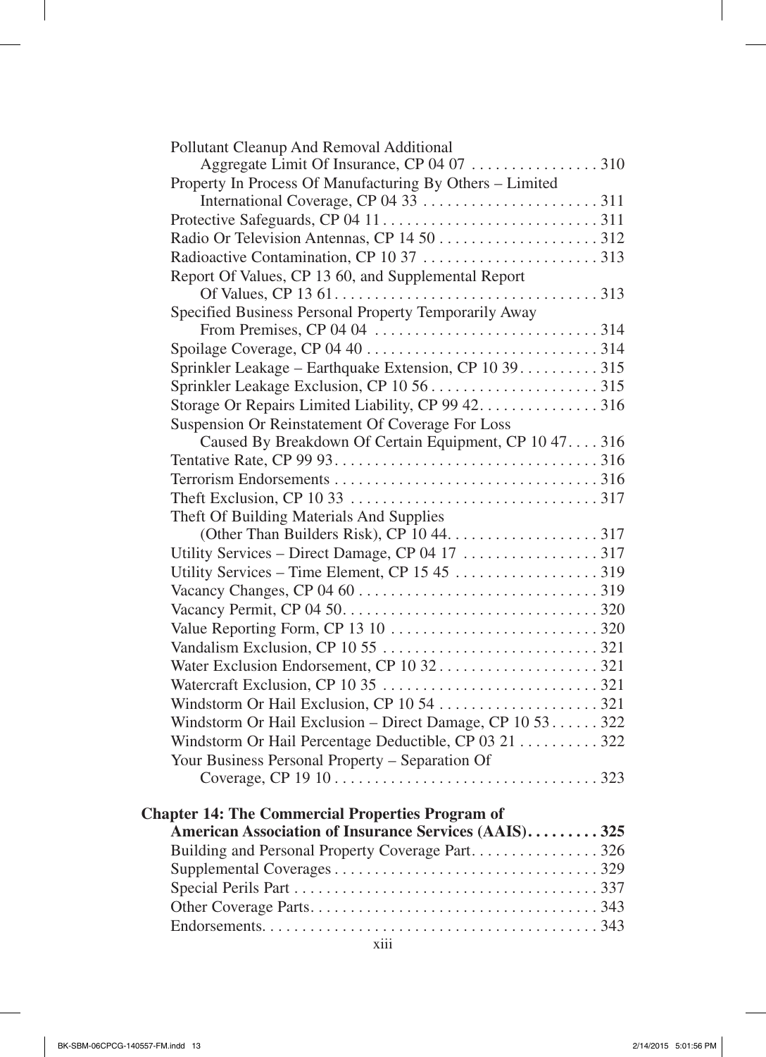Pollutant Cleanup And Removal Additional Aggregate Limit Of Insurance, CP 04 07 . . . . . . . . . . . . . . . . 310
Property In Process Of Manufacturing By Others – Limited International Coverage, CP 04 33 . . . . . . . . . . . . . . . . . . . . . . 311
Protective Safeguards, CP 04 11 . . . . . . . . . . . . . . . . . . . . . . . . . . . 311
Radio Or Television Antennas, CP 14 50 . . . . . . . . . . . . . . . . . . . . 312
Radioactive Contamination, CP 10 37 . . . . . . . . . . . . . . . . . . . . . . 313
Report Of Values, CP 13 60, and Supplemental Report Of Values, CP 13 61 . . . . . . . . . . . . . . . . . . . . . . . . . . . . . . . . . 313
Specified Business Personal Property Temporarily Away From Premises, CP 04 04 . . . . . . . . . . . . . . . . . . . . . . . . . . . . 314
Spoilage Coverage, CP 04 40 . . . . . . . . . . . . . . . . . . . . . . . . . . . . . 314
Sprinkler Leakage – Earthquake Extension, CP 10 39 . . . . . . . . . . 315
Sprinkler Leakage Exclusion, CP 10 56 . . . . . . . . . . . . . . . . . . . . . 315
Storage Or Repairs Limited Liability, CP 99 42 . . . . . . . . . . . . . . . 316
Suspension Or Reinstatement Of Coverage For Loss Caused By Breakdown Of Certain Equipment, CP 10 47 . . . . 316
Tentative Rate, CP 99 93 . . . . . . . . . . . . . . . . . . . . . . . . . . . . . . . . . 316
Terrorism Endorsements . . . . . . . . . . . . . . . . . . . . . . . . . . . . . . . . . 316
Theft Exclusion, CP 10 33 . . . . . . . . . . . . . . . . . . . . . . . . . . . . . . . 317
Theft Of Building Materials And Supplies (Other Than Builders Risk), CP 10 44 . . . . . . . . . . . . . . . . . . . 317
Utility Services – Direct Damage, CP 04 17 . . . . . . . . . . . . . . . . . 317
Utility Services – Time Element, CP 15 45 . . . . . . . . . . . . . . . . . . 319
Vacancy Changes, CP 04 60 . . . . . . . . . . . . . . . . . . . . . . . . . . . . . . 319
Vacancy Permit, CP 04 50 . . . . . . . . . . . . . . . . . . . . . . . . . . . . . . . . 320
Value Reporting Form, CP 13 10 . . . . . . . . . . . . . . . . . . . . . . . . . . 320
Vandalism Exclusion, CP 10 55 . . . . . . . . . . . . . . . . . . . . . . . . . . . 321
Water Exclusion Endorsement, CP 10 32 . . . . . . . . . . . . . . . . . . . . 321
Watercraft Exclusion, CP 10 35 . . . . . . . . . . . . . . . . . . . . . . . . . . . 321
Windstorm Or Hail Exclusion, CP 10 54 . . . . . . . . . . . . . . . . . . . . 321
Windstorm Or Hail Exclusion – Direct Damage, CP 10 53 . . . . . . 322
Windstorm Or Hail Percentage Deductible, CP 03 21 . . . . . . . . . . 322
Your Business Personal Property – Separation Of Coverage, CP 19 10 . . . . . . . . . . . . . . . . . . . . . . . . . . . . . . . . . 323

**Chapter 14: The Commercial Properties Program of American Association of Insurance Services (AAIS) . . . . . . . . . 325**
Building and Personal Property Coverage Part . . . . . . . . . . . . . . . . 326
Supplemental Coverages . . . . . . . . . . . . . . . . . . . . . . . . . . . . . . . . . 329
Special Perils Part . . . . . . . . . . . . . . . . . . . . . . . . . . . . . . . . . . . . . . 337
Other Coverage Parts . . . . . . . . . . . . . . . . . . . . . . . . . . . . . . . . . . . . 343
Endorsements . . . . . . . . . . . . . . . . . . . . . . . . . . . . . . . . . . . . . . . . . . 343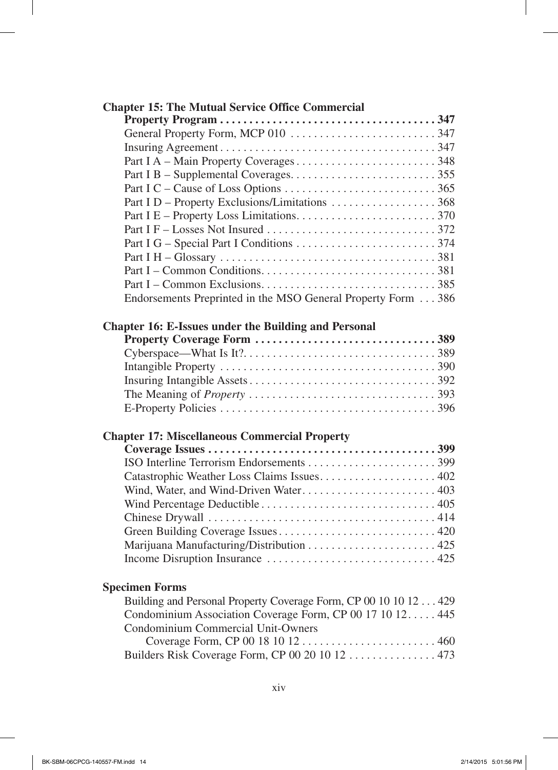**Chapter 15: The Mutual Service Office Commercial Property Program . . . . . . . . . . . . . . . . . . . . . . . . . . . . . . . . . . . . 347**

- General Property Form, MCP 010 . . . . . . . . . . . . . . . . . . . . . . . . . 347
- Insuring Agreement . . . . . . . . . . . . . . . . . . . . . . . . . . . . . . . . . . . . . 347
- Part I A – Main Property Coverages . . . . . . . . . . . . . . . . . . . . . . . . 348
- Part I B – Supplemental Coverages. . . . . . . . . . . . . . . . . . . . . . . . . 355
- Part I C – Cause of Loss Options . . . . . . . . . . . . . . . . . . . . . . . . . . 365
- Part I D – Property Exclusions/Limitations . . . . . . . . . . . . . . . . . . 368
- Part I E – Property Loss Limitations. . . . . . . . . . . . . . . . . . . . . . . . 370
- Part I F – Losses Not Insured . . . . . . . . . . . . . . . . . . . . . . . . . . . . . 372
- Part I G – Special Part I Conditions . . . . . . . . . . . . . . . . . . . . . . . . 374
- Part I H – Glossary . . . . . . . . . . . . . . . . . . . . . . . . . . . . . . . . . . . . . 381
- Part I – Common Conditions. . . . . . . . . . . . . . . . . . . . . . . . . . . . . . 381
- Part I – Common Exclusions. . . . . . . . . . . . . . . . . . . . . . . . . . . . . . 385
- Endorsements Preprinted in the MSO General Property Form . . . 386

**Chapter 16: E-Issues under the Building and Personal Property Coverage Form . . . . . . . . . . . . . . . . . . . . . . . . . . . . . . . 389**

- Cyberspace—What Is It?. . . . . . . . . . . . . . . . . . . . . . . . . . . . . . . . . 389
- Intangible Property . . . . . . . . . . . . . . . . . . . . . . . . . . . . . . . . . . . . . 390
- Insuring Intangible Assets . . . . . . . . . . . . . . . . . . . . . . . . . . . . . . . . 392
- The Meaning of *Property* . . . . . . . . . . . . . . . . . . . . . . . . . . . . . . . . 393
- E-Property Policies . . . . . . . . . . . . . . . . . . . . . . . . . . . . . . . . . . . . . 396

**Chapter 17: Miscellaneous Commercial Property Coverage Issues . . . . . . . . . . . . . . . . . . . . . . . . . . . . . . . . . . . . . . 399**

- ISO Interline Terrorism Endorsements . . . . . . . . . . . . . . . . . . . . . . 399
- Catastrophic Weather Loss Claims Issues. . . . . . . . . . . . . . . . . . . . 402
- Wind, Water, and Wind-Driven Water. . . . . . . . . . . . . . . . . . . . . . . 403
- Wind Percentage Deductible . . . . . . . . . . . . . . . . . . . . . . . . . . . . . . 405
- Chinese Drywall . . . . . . . . . . . . . . . . . . . . . . . . . . . . . . . . . . . . . . . 414
- Green Building Coverage Issues . . . . . . . . . . . . . . . . . . . . . . . . . . . 420
- Marijuana Manufacturing/Distribution . . . . . . . . . . . . . . . . . . . . . . 425
- Income Disruption Insurance . . . . . . . . . . . . . . . . . . . . . . . . . . . . . 425

**Specimen Forms**

- Building and Personal Property Coverage Form, CP 00 10 10 12 . . . 429
- Condominium Association Coverage Form, CP 00 17 10 12. . . . . 445
- Condominium Commercial Unit-Owners Coverage Form, CP 00 18 10 12 . . . . . . . . . . . . . . . . . . . . . . . 460
- Builders Risk Coverage Form, CP 00 20 10 12 . . . . . . . . . . . . . . . 473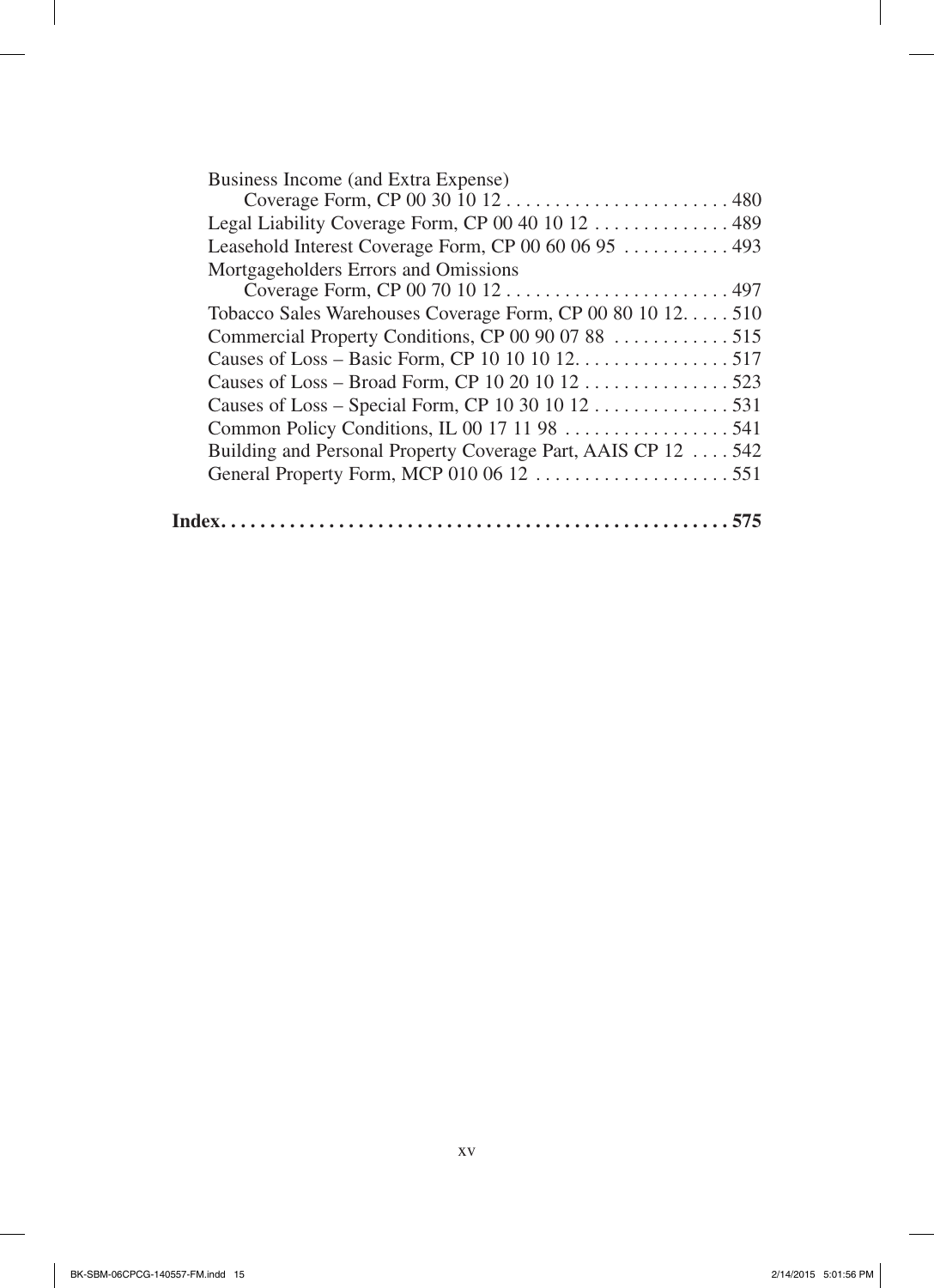Business Income (and Extra Expense)
  Coverage Form, CP 00 30 10 12 . . . . . . . . . . . . . . . . . . . . . . . 480
Legal Liability Coverage Form, CP 00 40 10 12 . . . . . . . . . . . . . . 489
Leasehold Interest Coverage Form, CP 00 60 06 95 . . . . . . . . . . . 493
Mortgageholders Errors and Omissions
  Coverage Form, CP 00 70 10 12 . . . . . . . . . . . . . . . . . . . . . . . 497
Tobacco Sales Warehouses Coverage Form, CP 00 80 10 12. . . . . 510
Commercial Property Conditions, CP 00 90 07 88 . . . . . . . . . . . . 515
Causes of Loss – Basic Form, CP 10 10 10 12. . . . . . . . . . . . . . . . 517
Causes of Loss – Broad Form, CP 10 20 10 12 . . . . . . . . . . . . . . . 523
Causes of Loss – Special Form, CP 10 30 10 12 . . . . . . . . . . . . . . 531
Common Policy Conditions, IL 00 17 11 98 . . . . . . . . . . . . . . . . . 541
Building and Personal Property Coverage Part, AAIS CP 12 . . . . 542
General Property Form, MCP 010 06 12 . . . . . . . . . . . . . . . . . . . . 551

**Index. . . . . . . . . . . . . . . . . . . . . . . . . . . . . . . . . . . . . . . . . . . . . . . . . . . 575**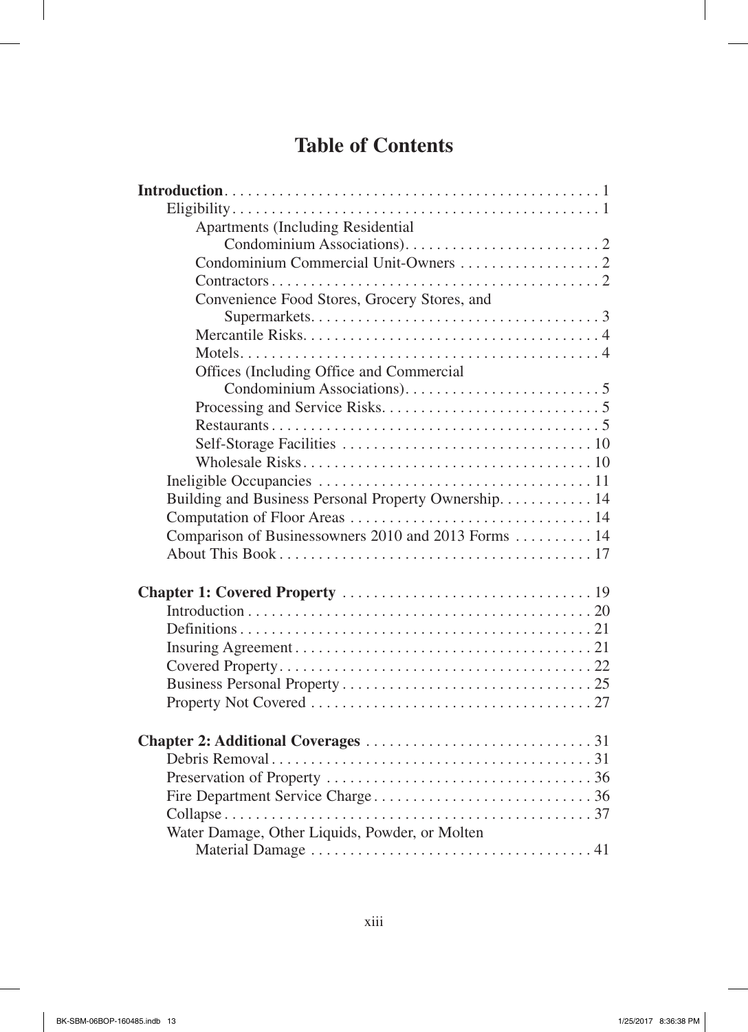# Table of Contents

**Introduction** . . . . . 1
- Eligibility . . . . . 1
  - Apartments (Including Residential Condominium Associations) . . . . . 2
  - Condominium Commercial Unit-Owners . . . . . 2
  - Contractors . . . . . 2
  - Convenience Food Stores, Grocery Stores, and Supermarkets . . . . . 3
  - Mercantile Risks . . . . . 4
  - Motels . . . . . 4
  - Offices (Including Office and Commercial Condominium Associations) . . . . . 5
  - Processing and Service Risks . . . . . 5
  - Restaurants . . . . . 5
  - Self-Storage Facilities . . . . . 10
  - Wholesale Risks . . . . . 10
- Ineligible Occupancies . . . . . 11
- Building and Business Personal Property Ownership . . . . . 14
- Computation of Floor Areas . . . . . 14
- Comparison of Businessowners 2010 and 2013 Forms . . . . . 14
- About This Book . . . . . 17

**Chapter 1: Covered Property** . . . . . 19
- Introduction . . . . . 20
- Definitions . . . . . 21
- Insuring Agreement . . . . . 21
- Covered Property . . . . . 22
- Business Personal Property . . . . . 25
- Property Not Covered . . . . . 27

**Chapter 2: Additional Coverages** . . . . . 31
- Debris Removal . . . . . 31
- Preservation of Property . . . . . 36
- Fire Department Service Charge . . . . . 36
- Collapse . . . . . 37
- Water Damage, Other Liquids, Powder, or Molten Material Damage . . . . . 41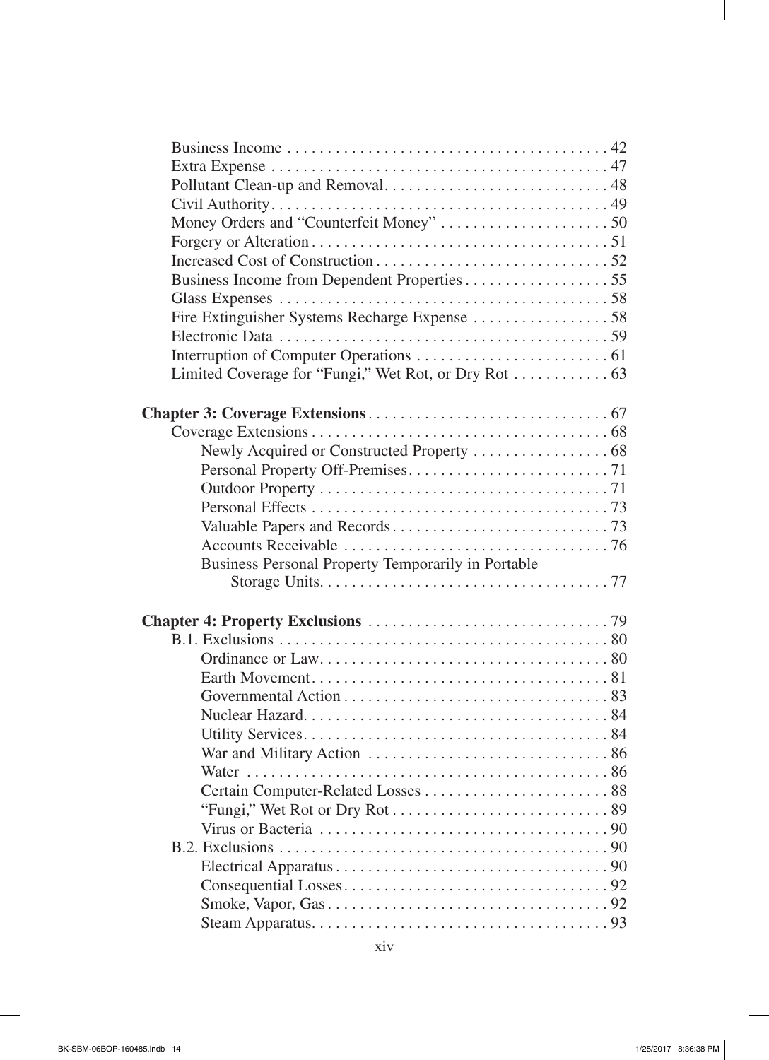Business Income ........................................ 42
Extra Expense .......................................... 47
Pollutant Clean-up and Removal............................ 48
Civil Authority.......................................... 49
Money Orders and "Counterfeit Money" ..................... 50
Forgery or Alteration..................................... 51
Increased Cost of Construction............................. 52
Business Income from Dependent Properties.................. 55
Glass Expenses ......................................... 58
Fire Extinguisher Systems Recharge Expense ................. 58
Electronic Data ......................................... 59
Interruption of Computer Operations ........................ 61
Limited Coverage for "Fungi," Wet Rot, or Dry Rot ............ 63

**Chapter 3: Coverage Extensions**.............................. 67
Coverage Extensions..................................... 68
Newly Acquired or Constructed Property ................. 68
Personal Property Off-Premises......................... 71
Outdoor Property .................................... 71
Personal Effects ..................................... 73
Valuable Papers and Records........................... 73
Accounts Receivable ................................. 76
Business Personal Property Temporarily in Portable Storage Units.................................... 77

**Chapter 4: Property Exclusions** .............................. 79
B.1. Exclusions ......................................... 80
Ordinance or Law.................................... 80
Earth Movement..................................... 81
Governmental Action................................. 83
Nuclear Hazard...................................... 84
Utility Services...................................... 84
War and Military Action .............................. 86
Water ............................................. 86
Certain Computer-Related Losses ....................... 88
"Fungi," Wet Rot or Dry Rot........................... 89
Virus or Bacteria .................................... 90
B.2. Exclusions ......................................... 90
Electrical Apparatus.................................. 90
Consequential Losses................................. 92
Smoke, Vapor, Gas................................... 92
Steam Apparatus..................................... 93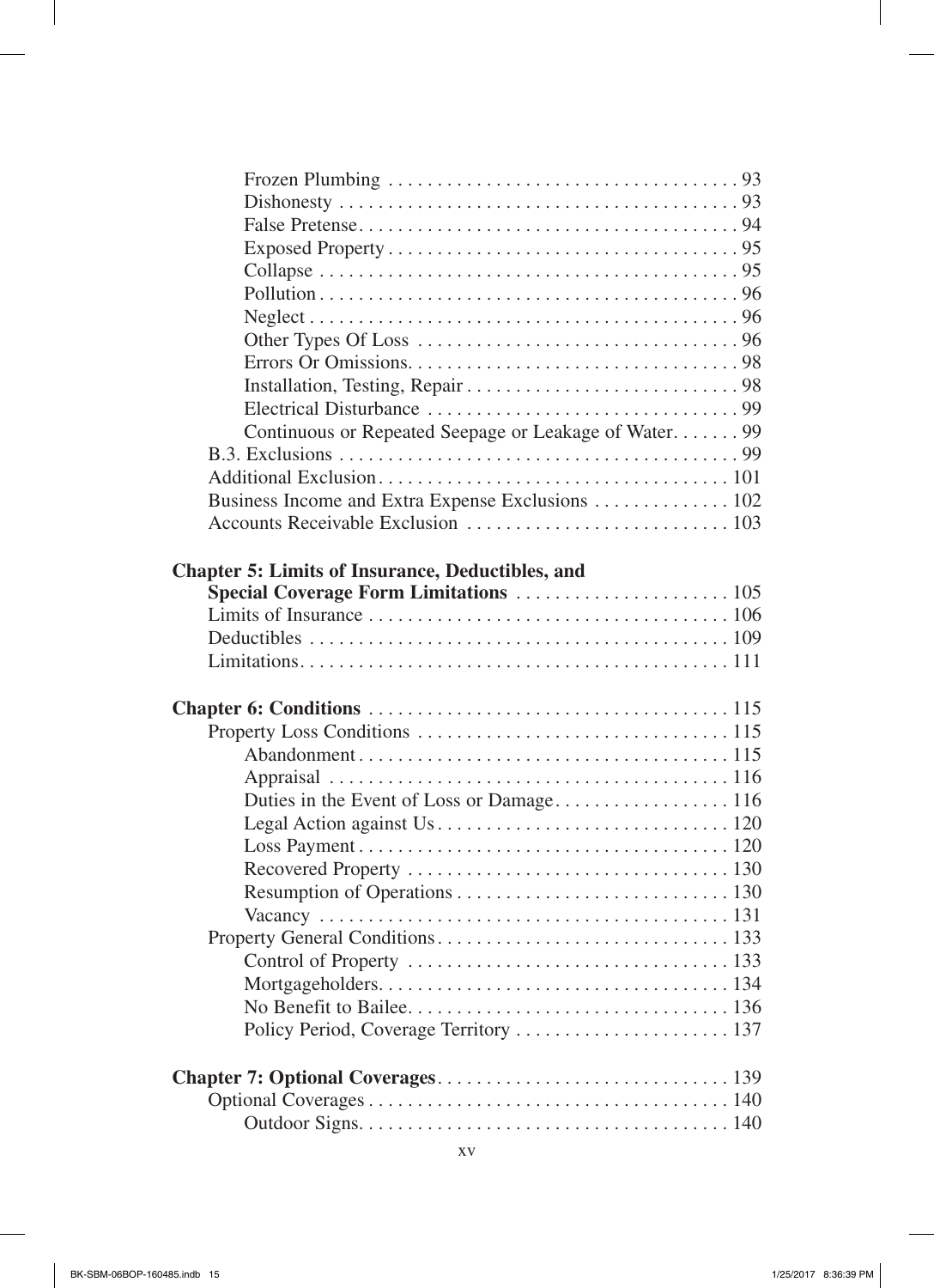- Frozen Plumbing . . . . . . . . . . . . . . . . . . . . . . . . . . . . . . . . . . . . 93
- Dishonesty . . . . . . . . . . . . . . . . . . . . . . . . . . . . . . . . . . . . . . . . 93
- False Pretense. . . . . . . . . . . . . . . . . . . . . . . . . . . . . . . . . . . . . . 94
- Exposed Property . . . . . . . . . . . . . . . . . . . . . . . . . . . . . . . . . . . . 95
- Collapse . . . . . . . . . . . . . . . . . . . . . . . . . . . . . . . . . . . . . . . . . . 95
- Pollution . . . . . . . . . . . . . . . . . . . . . . . . . . . . . . . . . . . . . . . . . . 96
- Neglect . . . . . . . . . . . . . . . . . . . . . . . . . . . . . . . . . . . . . . . . . . . 96
- Other Types Of Loss . . . . . . . . . . . . . . . . . . . . . . . . . . . . . . . . . 96
- Errors Or Omissions. . . . . . . . . . . . . . . . . . . . . . . . . . . . . . . . . . 98
- Installation, Testing, Repair . . . . . . . . . . . . . . . . . . . . . . . . . . . . 98
- Electrical Disturbance . . . . . . . . . . . . . . . . . . . . . . . . . . . . . . . . 99
- Continuous or Repeated Seepage or Leakage of Water. . . . . . . 99

B.3. Exclusions . . . . . . . . . . . . . . . . . . . . . . . . . . . . . . . . . . . . . . . . . 99
Additional Exclusion. . . . . . . . . . . . . . . . . . . . . . . . . . . . . . . . . . . . 101
Business Income and Extra Expense Exclusions . . . . . . . . . . . . . . 102
Accounts Receivable Exclusion . . . . . . . . . . . . . . . . . . . . . . . . . . . 103

**Chapter 5: Limits of Insurance, Deductibles, and Special Coverage Form Limitations** . . . . . . . . . . . . . . . . . . . . . . 105

Limits of Insurance . . . . . . . . . . . . . . . . . . . . . . . . . . . . . . . . . . . . . 106
Deductibles . . . . . . . . . . . . . . . . . . . . . . . . . . . . . . . . . . . . . . . . . . . 109
Limitations. . . . . . . . . . . . . . . . . . . . . . . . . . . . . . . . . . . . . . . . . . . . 111

**Chapter 6: Conditions** . . . . . . . . . . . . . . . . . . . . . . . . . . . . . . . . . . . . . 115

Property Loss Conditions . . . . . . . . . . . . . . . . . . . . . . . . . . . . . . . . 115

- Abandonment . . . . . . . . . . . . . . . . . . . . . . . . . . . . . . . . . . . . . . 115
- Appraisal . . . . . . . . . . . . . . . . . . . . . . . . . . . . . . . . . . . . . . . . . 116
- Duties in the Event of Loss or Damage. . . . . . . . . . . . . . . . . . 116
- Legal Action against Us . . . . . . . . . . . . . . . . . . . . . . . . . . . . . . 120
- Loss Payment . . . . . . . . . . . . . . . . . . . . . . . . . . . . . . . . . . . . . . 120
- Recovered Property . . . . . . . . . . . . . . . . . . . . . . . . . . . . . . . . . 130
- Resumption of Operations . . . . . . . . . . . . . . . . . . . . . . . . . . . . 130
- Vacancy . . . . . . . . . . . . . . . . . . . . . . . . . . . . . . . . . . . . . . . . . . 131

Property General Conditions. . . . . . . . . . . . . . . . . . . . . . . . . . . . . . 133

- Control of Property . . . . . . . . . . . . . . . . . . . . . . . . . . . . . . . . . 133
- Mortgageholders. . . . . . . . . . . . . . . . . . . . . . . . . . . . . . . . . . . . 134
- No Benefit to Bailee. . . . . . . . . . . . . . . . . . . . . . . . . . . . . . . . . 136
- Policy Period, Coverage Territory . . . . . . . . . . . . . . . . . . . . . . 137

**Chapter 7: Optional Coverages**. . . . . . . . . . . . . . . . . . . . . . . . . . . . . . 139

Optional Coverages . . . . . . . . . . . . . . . . . . . . . . . . . . . . . . . . . . . . . 140

- Outdoor Signs. . . . . . . . . . . . . . . . . . . . . . . . . . . . . . . . . . . . . . 140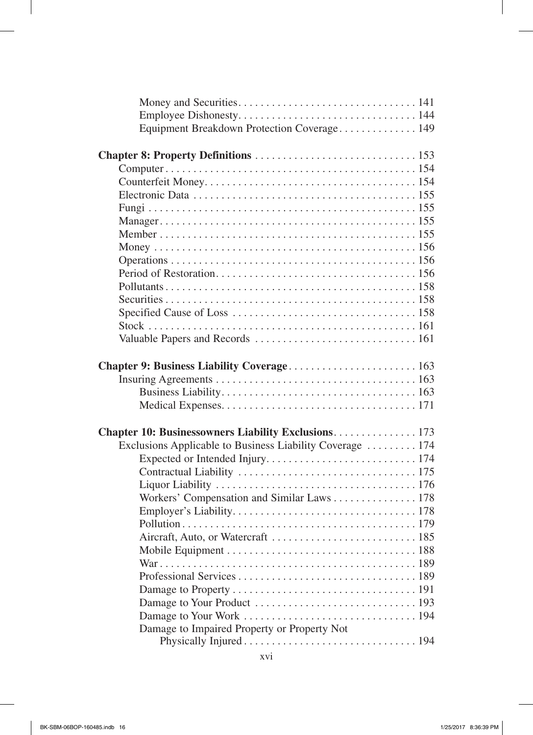Money and Securities . . . . . . . . . . . . . . . . . . . . . . . . . . . . . . . . 141
Employee Dishonesty. . . . . . . . . . . . . . . . . . . . . . . . . . . . . . . . 144
Equipment Breakdown Protection Coverage. . . . . . . . . . . . . . 149

**Chapter 8: Property Definitions** . . . . . . . . . . . . . . . . . . . . . . . . . . . . . 153
Computer . . . . . . . . . . . . . . . . . . . . . . . . . . . . . . . . . . . . . . . . . . . . . 154
Counterfeit Money. . . . . . . . . . . . . . . . . . . . . . . . . . . . . . . . . . . . . . 154
Electronic Data . . . . . . . . . . . . . . . . . . . . . . . . . . . . . . . . . . . . . . . . 155
Fungi . . . . . . . . . . . . . . . . . . . . . . . . . . . . . . . . . . . . . . . . . . . . . . . . 155
Manager. . . . . . . . . . . . . . . . . . . . . . . . . . . . . . . . . . . . . . . . . . . . . . 155
Member . . . . . . . . . . . . . . . . . . . . . . . . . . . . . . . . . . . . . . . . . . . . . . 155
Money . . . . . . . . . . . . . . . . . . . . . . . . . . . . . . . . . . . . . . . . . . . . . . . 156
Operations . . . . . . . . . . . . . . . . . . . . . . . . . . . . . . . . . . . . . . . . . . . . 156
Period of Restoration. . . . . . . . . . . . . . . . . . . . . . . . . . . . . . . . . . . . 156
Pollutants . . . . . . . . . . . . . . . . . . . . . . . . . . . . . . . . . . . . . . . . . . . . . 158
Securities . . . . . . . . . . . . . . . . . . . . . . . . . . . . . . . . . . . . . . . . . . . . . 158
Specified Cause of Loss . . . . . . . . . . . . . . . . . . . . . . . . . . . . . . . . . 158
Stock . . . . . . . . . . . . . . . . . . . . . . . . . . . . . . . . . . . . . . . . . . . . . . . . 161
Valuable Papers and Records . . . . . . . . . . . . . . . . . . . . . . . . . . . . . 161

**Chapter 9: Business Liability Coverage** . . . . . . . . . . . . . . . . . . . . . . . 163
Insuring Agreements . . . . . . . . . . . . . . . . . . . . . . . . . . . . . . . . . . . . 163
Business Liability. . . . . . . . . . . . . . . . . . . . . . . . . . . . . . . . . . . . 163
Medical Expenses. . . . . . . . . . . . . . . . . . . . . . . . . . . . . . . . . . . . 171

**Chapter 10: Businessowners Liability Exclusions**. . . . . . . . . . . . . . . 173
Exclusions Applicable to Business Liability Coverage . . . . . . . . . 174
Expected or Intended Injury. . . . . . . . . . . . . . . . . . . . . . . . . . . 174
Contractual Liability . . . . . . . . . . . . . . . . . . . . . . . . . . . . . . . . 175
Liquor Liability . . . . . . . . . . . . . . . . . . . . . . . . . . . . . . . . . . . . 176
Workers' Compensation and Similar Laws . . . . . . . . . . . . . . . 178
Employer's Liability. . . . . . . . . . . . . . . . . . . . . . . . . . . . . . . . . 178
Pollution . . . . . . . . . . . . . . . . . . . . . . . . . . . . . . . . . . . . . . . . . . 179
Aircraft, Auto, or Watercraft . . . . . . . . . . . . . . . . . . . . . . . . . . 185
Mobile Equipment . . . . . . . . . . . . . . . . . . . . . . . . . . . . . . . . . . 188
War . . . . . . . . . . . . . . . . . . . . . . . . . . . . . . . . . . . . . . . . . . . . . . 189
Professional Services . . . . . . . . . . . . . . . . . . . . . . . . . . . . . . . . 189
Damage to Property . . . . . . . . . . . . . . . . . . . . . . . . . . . . . . . . . 191
Damage to Your Product . . . . . . . . . . . . . . . . . . . . . . . . . . . . . 193
Damage to Your Work . . . . . . . . . . . . . . . . . . . . . . . . . . . . . . . 194
Damage to Impaired Property or Property Not Physically Injured . . . . . . . . . . . . . . . . . . . . . . . . . . . . . . . 194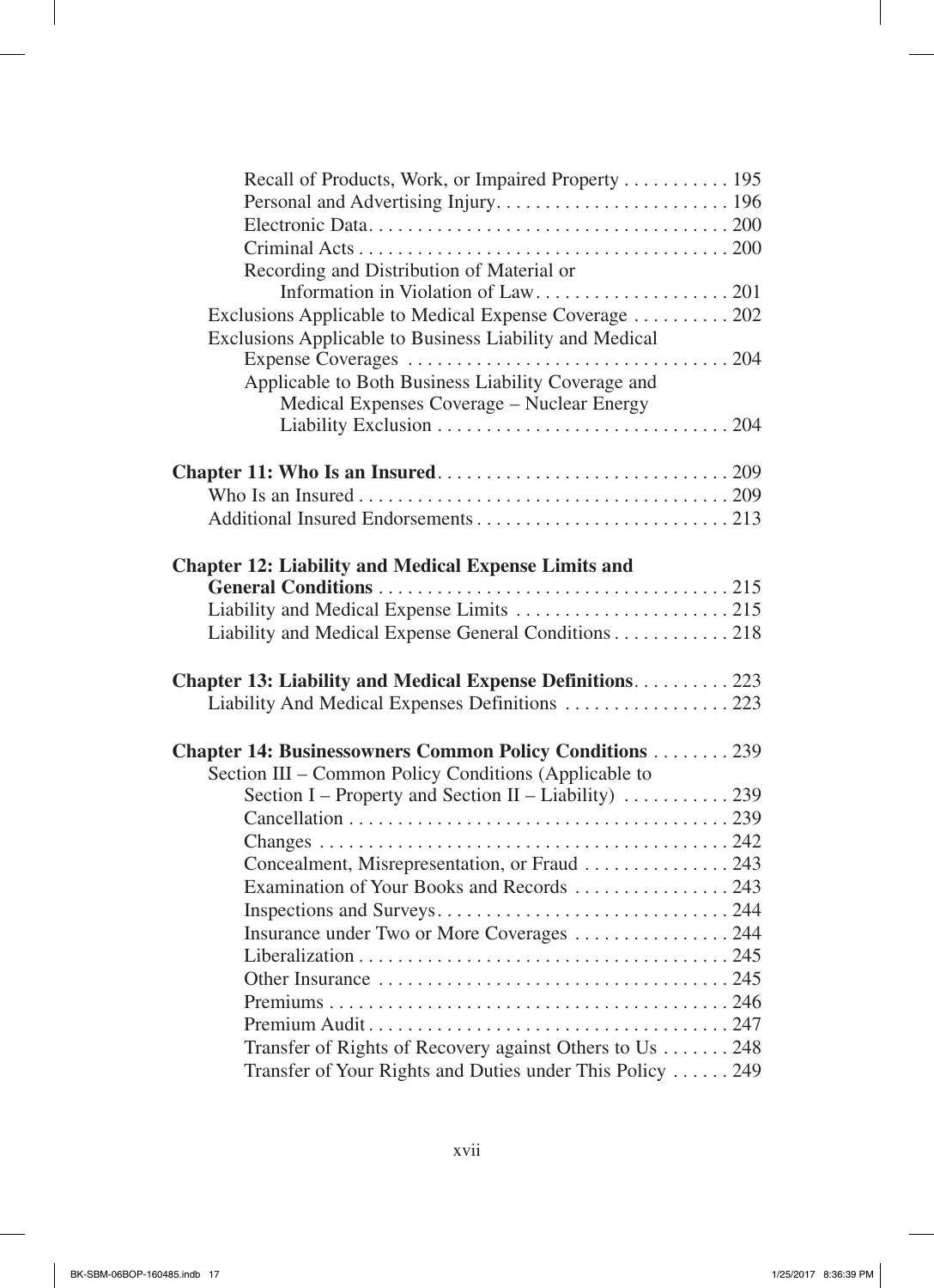Recall of Products, Work, or Impaired Property . . . . . . . . . . . 195
Personal and Advertising Injury. . . . . . . . . . . . . . . . . . . . . . . . 196
Electronic Data. . . . . . . . . . . . . . . . . . . . . . . . . . . . . . . . . . . . 200
Criminal Acts . . . . . . . . . . . . . . . . . . . . . . . . . . . . . . . . . . . . . 200
Recording and Distribution of Material or
Information in Violation of Law. . . . . . . . . . . . . . . . . . . . 201
Exclusions Applicable to Medical Expense Coverage . . . . . . . . . . 202
Exclusions Applicable to Business Liability and Medical
Expense Coverages . . . . . . . . . . . . . . . . . . . . . . . . . . . . . . . . 204
Applicable to Both Business Liability Coverage and
Medical Expenses Coverage – Nuclear Energy
Liability Exclusion . . . . . . . . . . . . . . . . . . . . . . . . . . . . . 204

**Chapter 11: Who Is an Insured**. . . . . . . . . . . . . . . . . . . . . . . . . . . . . 209
Who Is an Insured . . . . . . . . . . . . . . . . . . . . . . . . . . . . . . . . . . . . . 209
Additional Insured Endorsements . . . . . . . . . . . . . . . . . . . . . . . . . 213

**Chapter 12: Liability and Medical Expense Limits and General Conditions** . . . . . . . . . . . . . . . . . . . . . . . . . . . . . . . . . . . 215
Liability and Medical Expense Limits . . . . . . . . . . . . . . . . . . . . . . 215
Liability and Medical Expense General Conditions . . . . . . . . . . . . 218

**Chapter 13: Liability and Medical Expense Definitions**. . . . . . . . . . 223
Liability And Medical Expenses Definitions . . . . . . . . . . . . . . . . . 223

**Chapter 14: Businessowners Common Policy Conditions** . . . . . . . . 239
Section III – Common Policy Conditions (Applicable to
Section I – Property and Section II – Liability) . . . . . . . . . . . 239
Cancellation . . . . . . . . . . . . . . . . . . . . . . . . . . . . . . . . . . . . . . . 239
Changes . . . . . . . . . . . . . . . . . . . . . . . . . . . . . . . . . . . . . . . . . . 242
Concealment, Misrepresentation, or Fraud . . . . . . . . . . . . . . . 243
Examination of Your Books and Records . . . . . . . . . . . . . . . . 243
Inspections and Surveys. . . . . . . . . . . . . . . . . . . . . . . . . . . . . . 244
Insurance under Two or More Coverages . . . . . . . . . . . . . . . . 244
Liberalization . . . . . . . . . . . . . . . . . . . . . . . . . . . . . . . . . . . . . . 245
Other Insurance . . . . . . . . . . . . . . . . . . . . . . . . . . . . . . . . . . . . 245
Premiums . . . . . . . . . . . . . . . . . . . . . . . . . . . . . . . . . . . . . . . . . 246
Premium Audit . . . . . . . . . . . . . . . . . . . . . . . . . . . . . . . . . . . . . 247
Transfer of Rights of Recovery against Others to Us . . . . . . . 248
Transfer of Your Rights and Duties under This Policy . . . . . . 249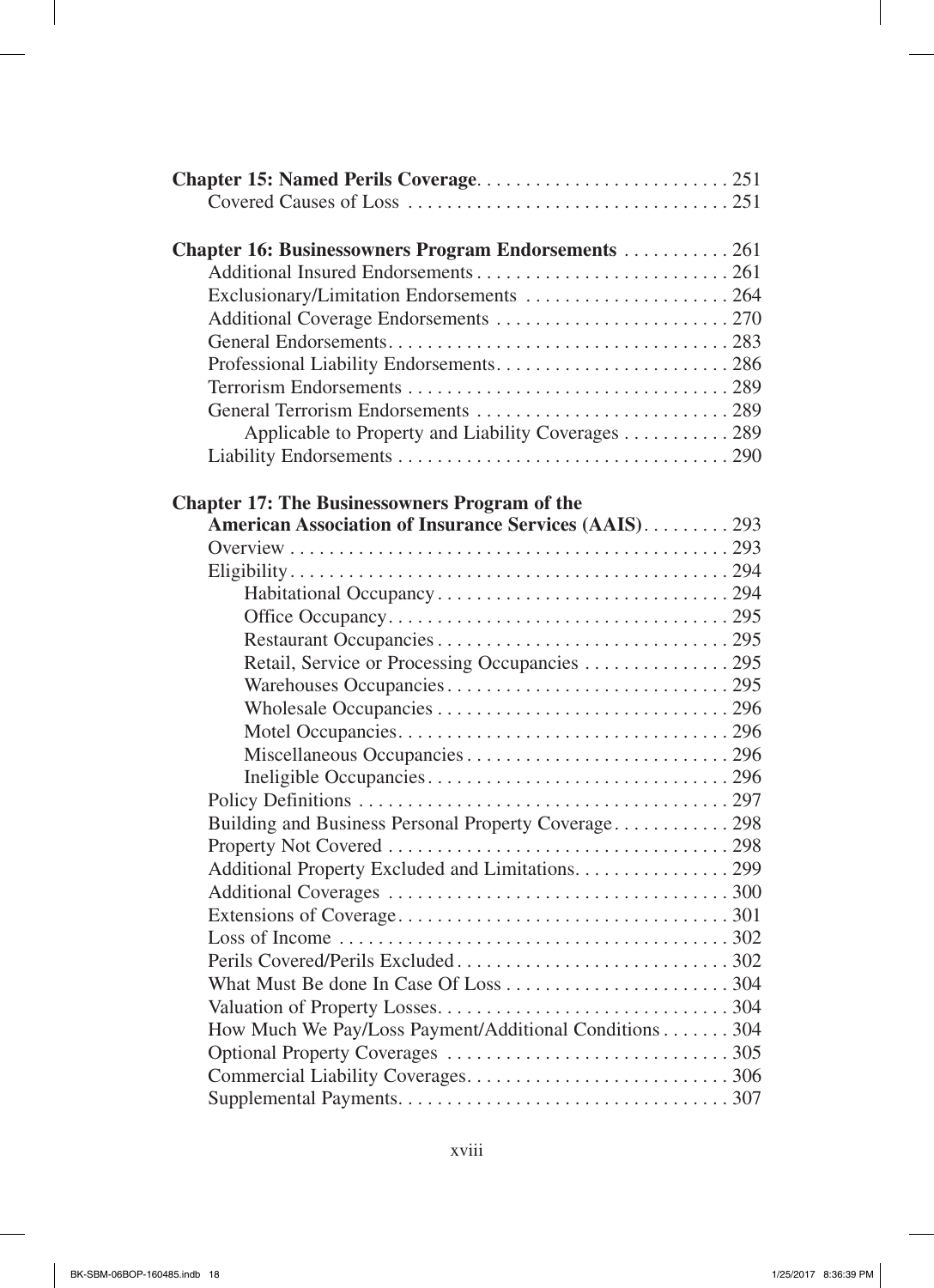**Chapter 15: Named Perils Coverage** . . . . . . . . . . . . . . . . . . . . . . . . . 251
- Covered Causes of Loss . . . . . . . . . . . . . . . . . . . . . . . . . . . . . . . . 251

**Chapter 16: Businessowners Program Endorsements** . . . . . . . . . . . 261
- Additional Insured Endorsements . . . . . . . . . . . . . . . . . . . . . . . . . . 261
- Exclusionary/Limitation Endorsements . . . . . . . . . . . . . . . . . . . . . 264
- Additional Coverage Endorsements . . . . . . . . . . . . . . . . . . . . . . . . 270
- General Endorsements . . . . . . . . . . . . . . . . . . . . . . . . . . . . . . . . . . 283
- Professional Liability Endorsements . . . . . . . . . . . . . . . . . . . . . . . . 286
- Terrorism Endorsements . . . . . . . . . . . . . . . . . . . . . . . . . . . . . . . . 289
- General Terrorism Endorsements . . . . . . . . . . . . . . . . . . . . . . . . . . 289
  - Applicable to Property and Liability Coverages . . . . . . . . . . . 289
- Liability Endorsements . . . . . . . . . . . . . . . . . . . . . . . . . . . . . . . . . 290

**Chapter 17: The Businessowners Program of the American Association of Insurance Services (AAIS)** . . . . . . . . . 293
- Overview . . . . . . . . . . . . . . . . . . . . . . . . . . . . . . . . . . . . . . . . . . . . 293
- Eligibility . . . . . . . . . . . . . . . . . . . . . . . . . . . . . . . . . . . . . . . . . . . 294
  - Habitational Occupancy . . . . . . . . . . . . . . . . . . . . . . . . . . . . . 294
  - Office Occupancy . . . . . . . . . . . . . . . . . . . . . . . . . . . . . . . . . . 295
  - Restaurant Occupancies . . . . . . . . . . . . . . . . . . . . . . . . . . . . . 295
  - Retail, Service or Processing Occupancies . . . . . . . . . . . . . . . 295
  - Warehouses Occupancies . . . . . . . . . . . . . . . . . . . . . . . . . . . . 295
  - Wholesale Occupancies . . . . . . . . . . . . . . . . . . . . . . . . . . . . . . 296
  - Motel Occupancies . . . . . . . . . . . . . . . . . . . . . . . . . . . . . . . . . 296
  - Miscellaneous Occupancies . . . . . . . . . . . . . . . . . . . . . . . . . . . 296
  - Ineligible Occupancies . . . . . . . . . . . . . . . . . . . . . . . . . . . . . . 296
- Policy Definitions . . . . . . . . . . . . . . . . . . . . . . . . . . . . . . . . . . . . . 297
- Building and Business Personal Property Coverage . . . . . . . . . . . . 298
- Property Not Covered . . . . . . . . . . . . . . . . . . . . . . . . . . . . . . . . . . 298
- Additional Property Excluded and Limitations . . . . . . . . . . . . . . . . 299
- Additional Coverages . . . . . . . . . . . . . . . . . . . . . . . . . . . . . . . . . . 300
- Extensions of Coverage . . . . . . . . . . . . . . . . . . . . . . . . . . . . . . . . . 301
- Loss of Income . . . . . . . . . . . . . . . . . . . . . . . . . . . . . . . . . . . . . . . 302
- Perils Covered/Perils Excluded . . . . . . . . . . . . . . . . . . . . . . . . . . . 302
- What Must Be done In Case Of Loss . . . . . . . . . . . . . . . . . . . . . . . 304
- Valuation of Property Losses . . . . . . . . . . . . . . . . . . . . . . . . . . . . . 304
- How Much We Pay/Loss Payment/Additional Conditions . . . . . . . 304
- Optional Property Coverages . . . . . . . . . . . . . . . . . . . . . . . . . . . . . 305
- Commercial Liability Coverages . . . . . . . . . . . . . . . . . . . . . . . . . . . 306
- Supplemental Payments . . . . . . . . . . . . . . . . . . . . . . . . . . . . . . . . . 307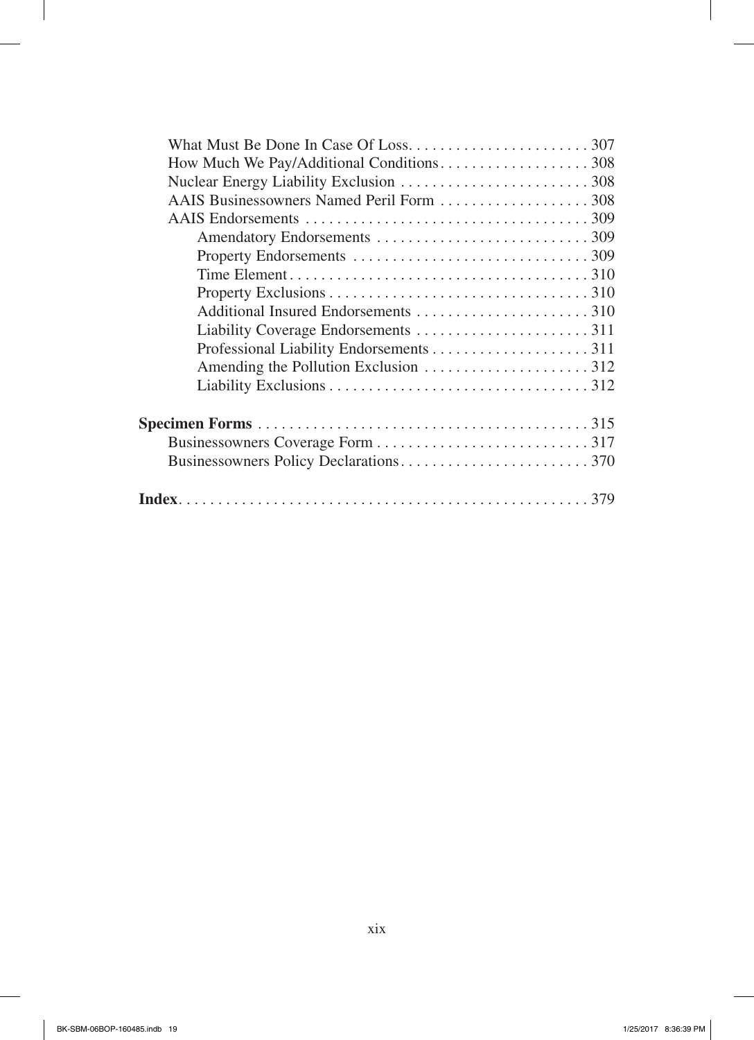What Must Be Done In Case Of Loss. . . . . . . . . . . . . . . . . . . . . . . 307
How Much We Pay/Additional Conditions. . . . . . . . . . . . . . . . . . . 308
Nuclear Energy Liability Exclusion . . . . . . . . . . . . . . . . . . . . . . . . 308
AAIS Businessowners Named Peril Form . . . . . . . . . . . . . . . . . . . 308
AAIS Endorsements . . . . . . . . . . . . . . . . . . . . . . . . . . . . . . . . . . . . 309
Amendatory Endorsements . . . . . . . . . . . . . . . . . . . . . . . . . . . 309
Property Endorsements . . . . . . . . . . . . . . . . . . . . . . . . . . . . . . 309
Time Element. . . . . . . . . . . . . . . . . . . . . . . . . . . . . . . . . . . . . . 310
Property Exclusions . . . . . . . . . . . . . . . . . . . . . . . . . . . . . . . . . 310
Additional Insured Endorsements . . . . . . . . . . . . . . . . . . . . . . 310
Liability Coverage Endorsements . . . . . . . . . . . . . . . . . . . . . . 311
Professional Liability Endorsements . . . . . . . . . . . . . . . . . . . . 311
Amending the Pollution Exclusion . . . . . . . . . . . . . . . . . . . . . 312
Liability Exclusions . . . . . . . . . . . . . . . . . . . . . . . . . . . . . . . . . 312

**Specimen Forms** . . . . . . . . . . . . . . . . . . . . . . . . . . . . . . . . . . . . . . . . . . 315
Businessowners Coverage Form . . . . . . . . . . . . . . . . . . . . . . . . . . . 317
Businessowners Policy Declarations. . . . . . . . . . . . . . . . . . . . . . . . 370

**Index**. . . . . . . . . . . . . . . . . . . . . . . . . . . . . . . . . . . . . . . . . . . . . . . . . . . 379